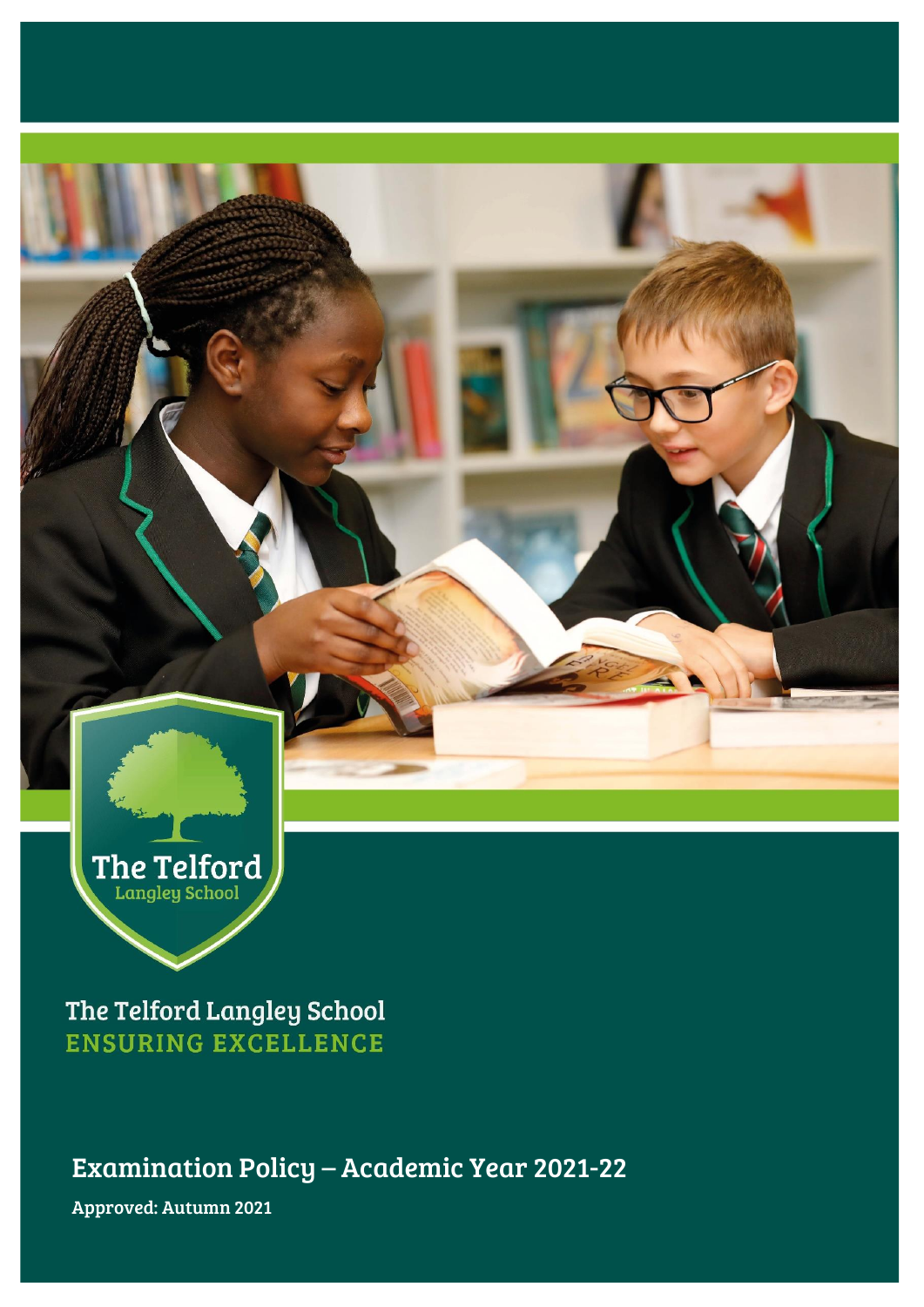The Telford
Langley School

The Telford Langley School
ENSURING EXCELLENCE

# Examination Policy – Academic Year 2021-22

**Approved: Autumn 2021**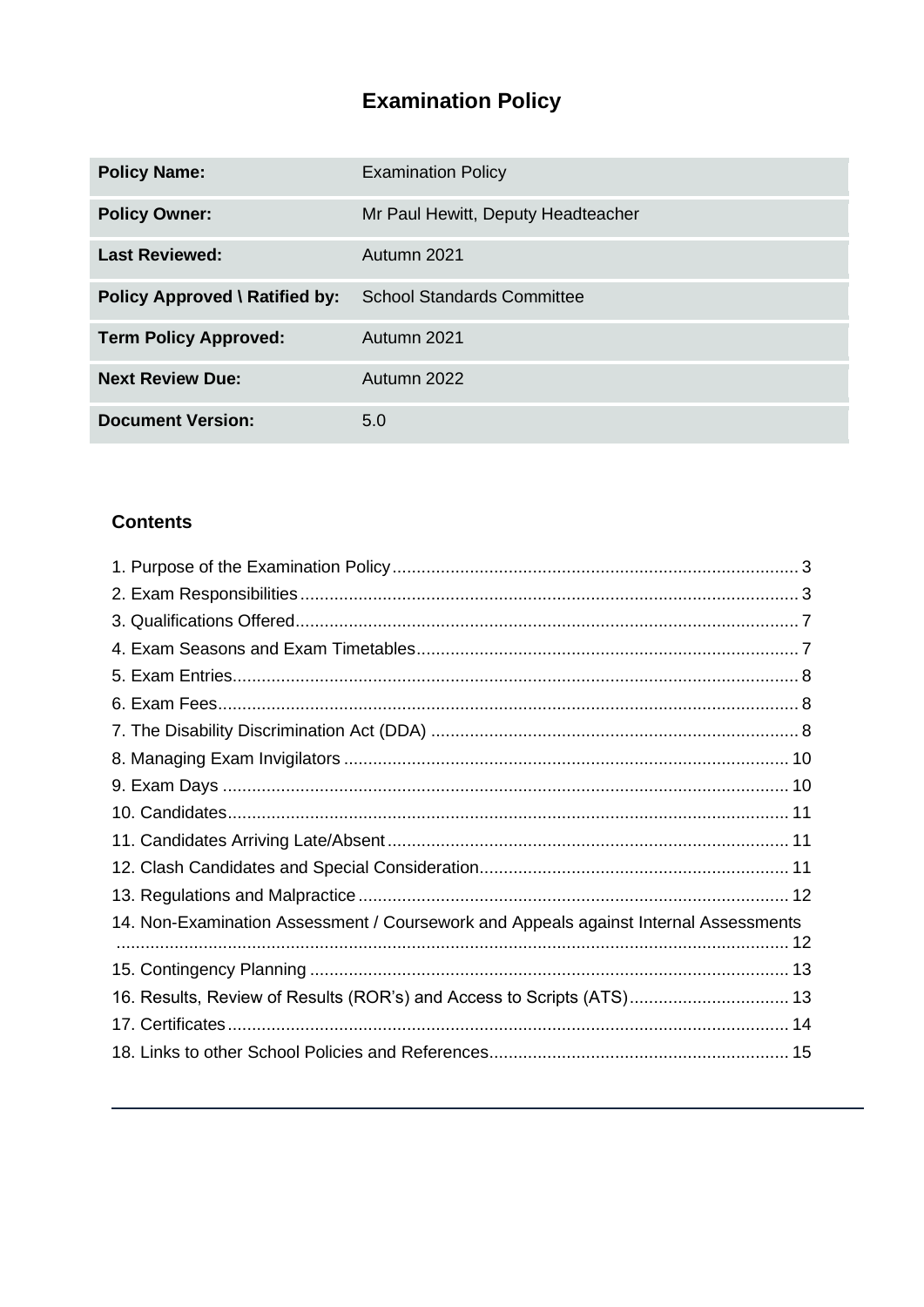# Examination Policy

| Policy Name: | Examination Policy |
|---|---|
| Policy Owner: | Mr Paul Hewitt, Deputy Headteacher |
| Last Reviewed: | Autumn 2021 |
| Policy Approved \ Ratified by: | School Standards Committee |
| Term Policy Approved: | Autumn 2021 |
| Next Review Due: | Autumn 2022 |
| Document Version: | 5.0 |

## Contents

1. Purpose of the Examination Policy ... 3
2. Exam Responsibilities ... 3
3. Qualifications Offered ... 7
4. Exam Seasons and Exam Timetables ... 7
5. Exam Entries ... 8
6. Exam Fees ... 8
7. The Disability Discrimination Act (DDA) ... 8
8. Managing Exam Invigilators ... 10
9. Exam Days ... 10
10. Candidates ... 11
11. Candidates Arriving Late/Absent ... 11
12. Clash Candidates and Special Consideration ... 11
13. Regulations and Malpractice ... 12
14. Non-Examination Assessment / Coursework and Appeals against Internal Assessments ... 12
15. Contingency Planning ... 13
16. Results, Review of Results (ROR's) and Access to Scripts (ATS) ... 13
17. Certificates ... 14
18. Links to other School Policies and References ... 15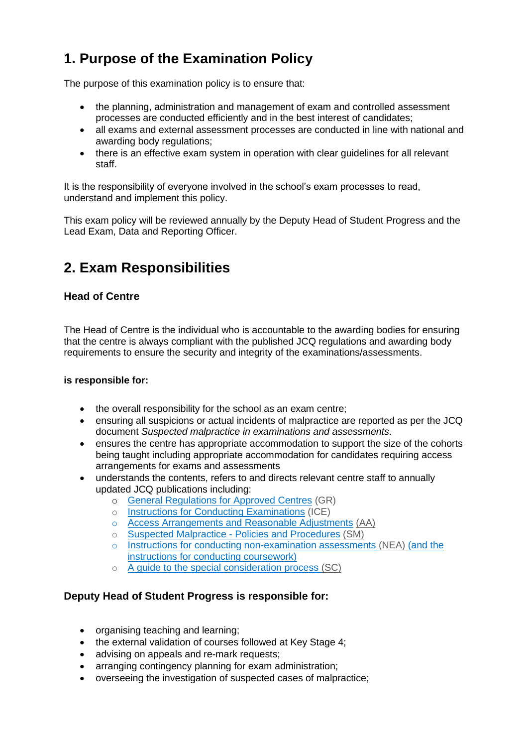## 1. Purpose of the Examination Policy

The purpose of this examination policy is to ensure that:

- the planning, administration and management of exam and controlled assessment processes are conducted efficiently and in the best interest of candidates;
- all exams and external assessment processes are conducted in line with national and awarding body regulations;
- there is an effective exam system in operation with clear guidelines for all relevant staff.

It is the responsibility of everyone involved in the school's exam processes to read, understand and implement this policy.

This exam policy will be reviewed annually by the Deputy Head of Student Progress and the Lead Exam, Data and Reporting Officer.

## 2. Exam Responsibilities

### Head of Centre

The Head of Centre is the individual who is accountable to the awarding bodies for ensuring that the centre is always compliant with the published JCQ regulations and awarding body requirements to ensure the security and integrity of the examinations/assessments.

**is responsible for:**

- the overall responsibility for the school as an exam centre;
- ensuring all suspicions or actual incidents of malpractice are reported as per the JCQ document *Suspected malpractice in examinations and assessments*.
- ensures the centre has appropriate accommodation to support the size of the cohorts being taught including appropriate accommodation for candidates requiring access arrangements for exams and assessments
- understands the contents, refers to and directs relevant centre staff to annually updated JCQ publications including:
  - General Regulations for Approved Centres (GR)
  - Instructions for Conducting Examinations (ICE)
  - Access Arrangements and Reasonable Adjustments (AA)
  - Suspected Malpractice - Policies and Procedures (SM)
  - Instructions for conducting non-examination assessments (NEA) (and the instructions for conducting coursework)
  - A guide to the special consideration process (SC)

### Deputy Head of Student Progress is responsible for:

- organising teaching and learning;
- the external validation of courses followed at Key Stage 4;
- advising on appeals and re-mark requests;
- arranging contingency planning for exam administration;
- overseeing the investigation of suspected cases of malpractice;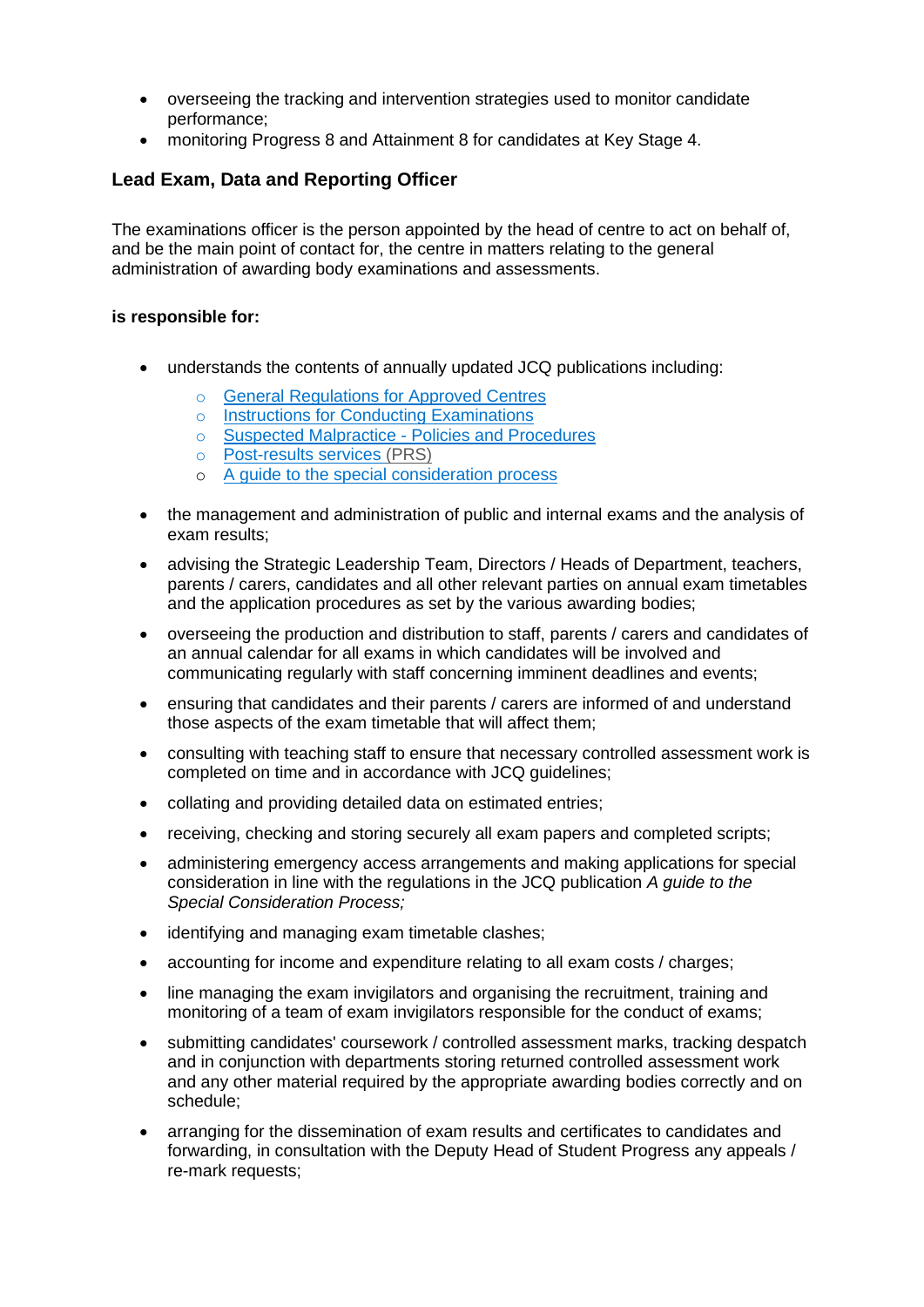- overseeing the tracking and intervention strategies used to monitor candidate performance;
- monitoring Progress 8 and Attainment 8 for candidates at Key Stage 4.

### Lead Exam, Data and Reporting Officer

The examinations officer is the person appointed by the head of centre to act on behalf of, and be the main point of contact for, the centre in matters relating to the general administration of awarding body examinations and assessments.

**is responsible for:**

- understands the contents of annually updated JCQ publications including:
  - General Regulations for Approved Centres
  - Instructions for Conducting Examinations
  - Suspected Malpractice - Policies and Procedures
  - Post-results services (PRS)
  - A guide to the special consideration process
- the management and administration of public and internal exams and the analysis of exam results;
- advising the Strategic Leadership Team, Directors / Heads of Department, teachers, parents / carers, candidates and all other relevant parties on annual exam timetables and the application procedures as set by the various awarding bodies;
- overseeing the production and distribution to staff, parents / carers and candidates of an annual calendar for all exams in which candidates will be involved and communicating regularly with staff concerning imminent deadlines and events;
- ensuring that candidates and their parents / carers are informed of and understand those aspects of the exam timetable that will affect them;
- consulting with teaching staff to ensure that necessary controlled assessment work is completed on time and in accordance with JCQ guidelines;
- collating and providing detailed data on estimated entries;
- receiving, checking and storing securely all exam papers and completed scripts;
- administering emergency access arrangements and making applications for special consideration in line with the regulations in the JCQ publication *A guide to the Special Consideration Process;*
- identifying and managing exam timetable clashes;
- accounting for income and expenditure relating to all exam costs / charges;
- line managing the exam invigilators and organising the recruitment, training and monitoring of a team of exam invigilators responsible for the conduct of exams;
- submitting candidates' coursework / controlled assessment marks, tracking despatch and in conjunction with departments storing returned controlled assessment work and any other material required by the appropriate awarding bodies correctly and on schedule;
- arranging for the dissemination of exam results and certificates to candidates and forwarding, in consultation with the Deputy Head of Student Progress any appeals / re-mark requests;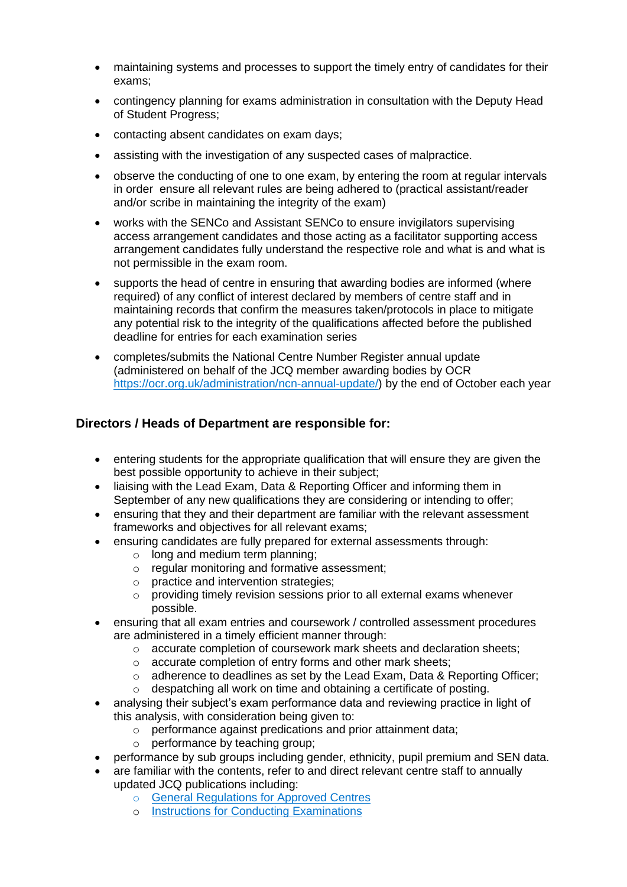- maintaining systems and processes to support the timely entry of candidates for their exams;
- contingency planning for exams administration in consultation with the Deputy Head of Student Progress;
- contacting absent candidates on exam days;
- assisting with the investigation of any suspected cases of malpractice.
- observe the conducting of one to one exam, by entering the room at regular intervals in order ensure all relevant rules are being adhered to (practical assistant/reader and/or scribe in maintaining the integrity of the exam)
- works with the SENCo and Assistant SENCo to ensure invigilators supervising access arrangement candidates and those acting as a facilitator supporting access arrangement candidates fully understand the respective role and what is and what is not permissible in the exam room.
- supports the head of centre in ensuring that awarding bodies are informed (where required) of any conflict of interest declared by members of centre staff and in maintaining records that confirm the measures taken/protocols in place to mitigate any potential risk to the integrity of the qualifications affected before the published deadline for entries for each examination series
- completes/submits the National Centre Number Register annual update (administered on behalf of the JCQ member awarding bodies by OCR [https://ocr.org.uk/administration/ncn-annual-update/](https://ocr.org.uk/administration/ncn-annual-update/)) by the end of October each year

## Directors / Heads of Department are responsible for:

- entering students for the appropriate qualification that will ensure they are given the best possible opportunity to achieve in their subject;
- liaising with the Lead Exam, Data & Reporting Officer and informing them in September of any new qualifications they are considering or intending to offer;
- ensuring that they and their department are familiar with the relevant assessment frameworks and objectives for all relevant exams;
- ensuring candidates are fully prepared for external assessments through:
    - long and medium term planning;
    - regular monitoring and formative assessment;
    - practice and intervention strategies;
    - providing timely revision sessions prior to all external exams whenever possible.
- ensuring that all exam entries and coursework / controlled assessment procedures are administered in a timely efficient manner through:
    - accurate completion of coursework mark sheets and declaration sheets;
    - accurate completion of entry forms and other mark sheets;
    - adherence to deadlines as set by the Lead Exam, Data & Reporting Officer;
    - despatching all work on time and obtaining a certificate of posting.
- analysing their subject's exam performance data and reviewing practice in light of this analysis, with consideration being given to:
    - performance against predications and prior attainment data;
    - performance by teaching group;
- performance by sub groups including gender, ethnicity, pupil premium and SEN data.
- are familiar with the contents, refer to and direct relevant centre staff to annually updated JCQ publications including:
    - General Regulations for Approved Centres
    - Instructions for Conducting Examinations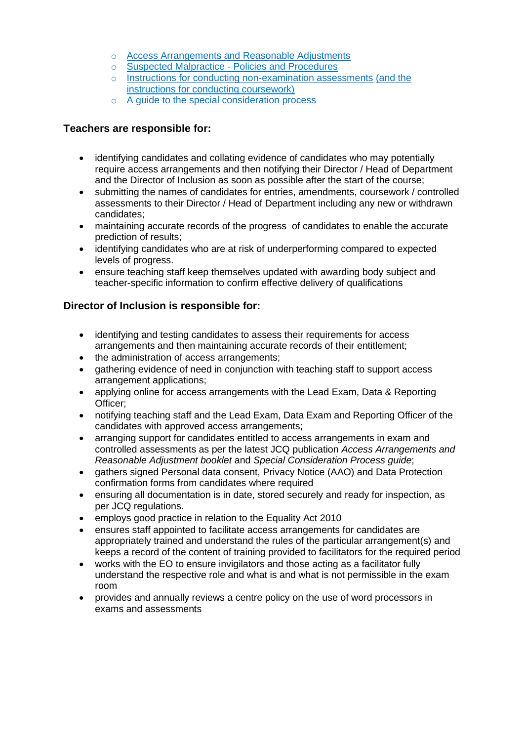- Access Arrangements and Reasonable Adjustments
   - Suspected Malpractice - Policies and Procedures
   - Instructions for conducting non-examination assessments (and the instructions for conducting coursework)
   - A guide to the special consideration process

**Teachers are responsible for:**

- identifying candidates and collating evidence of candidates who may potentially require access arrangements and then notifying their Director / Head of Department and the Director of Inclusion as soon as possible after the start of the course;
- submitting the names of candidates for entries, amendments, coursework / controlled assessments to their Director / Head of Department including any new or withdrawn candidates;
- maintaining accurate records of the progress of candidates to enable the accurate prediction of results;
- identifying candidates who are at risk of underperforming compared to expected levels of progress.
- ensure teaching staff keep themselves updated with awarding body subject and teacher-specific information to confirm effective delivery of qualifications

**Director of Inclusion is responsible for:**

- identifying and testing candidates to assess their requirements for access arrangements and then maintaining accurate records of their entitlement;
- the administration of access arrangements;
- gathering evidence of need in conjunction with teaching staff to support access arrangement applications;
- applying online for access arrangements with the Lead Exam, Data & Reporting Officer;
- notifying teaching staff and the Lead Exam, Data Exam and Reporting Officer of the candidates with approved access arrangements;
- arranging support for candidates entitled to access arrangements in exam and controlled assessments as per the latest JCQ publication *Access Arrangements and Reasonable Adjustment booklet* and *Special Consideration Process guide*;
- gathers signed Personal data consent, Privacy Notice (AAO) and Data Protection confirmation forms from candidates where required
- ensuring all documentation is in date, stored securely and ready for inspection, as per JCQ regulations.
- employs good practice in relation to the Equality Act 2010
- ensures staff appointed to facilitate access arrangements for candidates are appropriately trained and understand the rules of the particular arrangement(s) and keeps a record of the content of training provided to facilitators for the required period
- works with the EO to ensure invigilators and those acting as a facilitator fully understand the respective role and what is and what is not permissible in the exam room
- provides and annually reviews a centre policy on the use of word processors in exams and assessments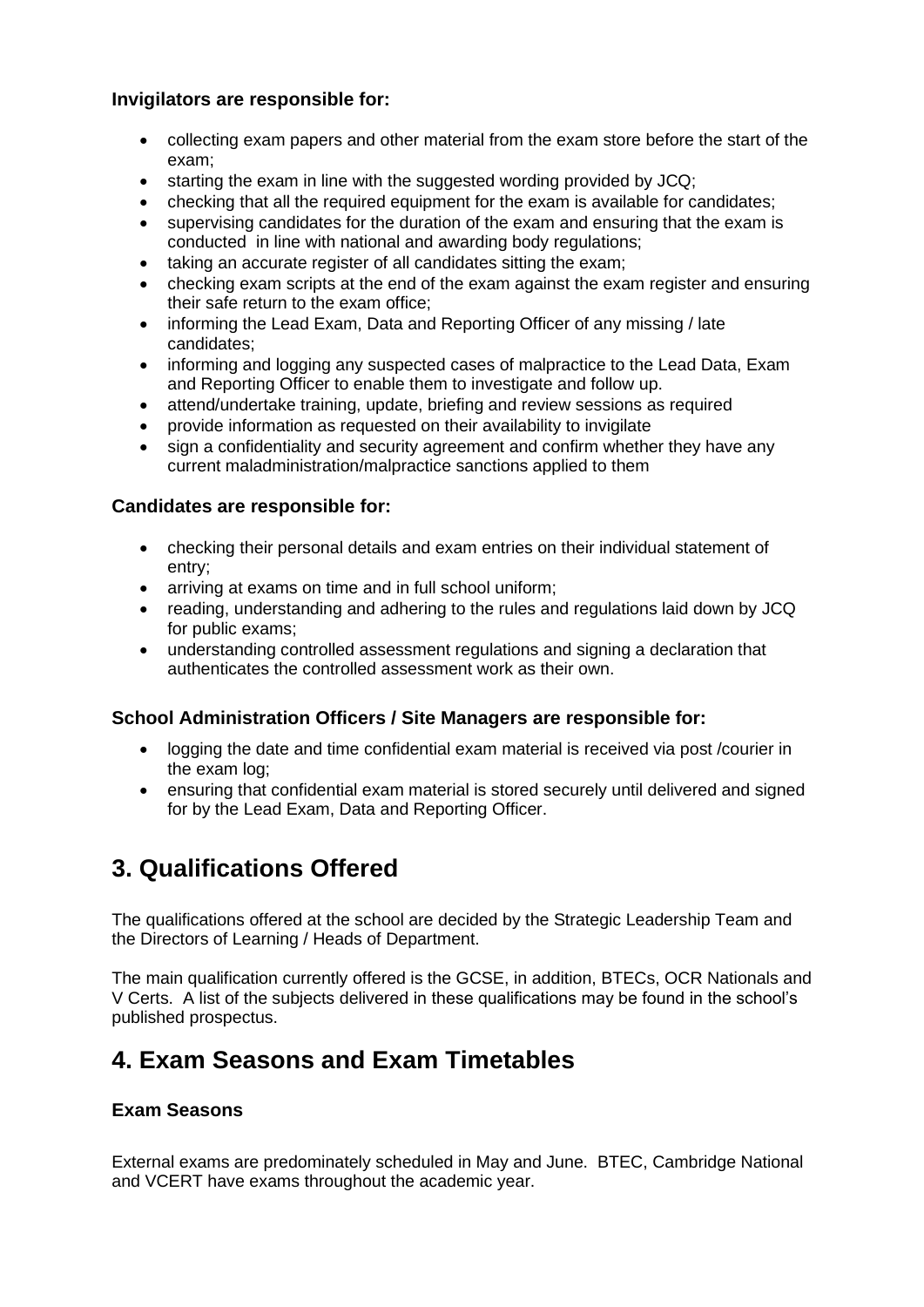**Invigilators are responsible for:**

- collecting exam papers and other material from the exam store before the start of the exam;
- starting the exam in line with the suggested wording provided by JCQ;
- checking that all the required equipment for the exam is available for candidates;
- supervising candidates for the duration of the exam and ensuring that the exam is conducted in line with national and awarding body regulations;
- taking an accurate register of all candidates sitting the exam;
- checking exam scripts at the end of the exam against the exam register and ensuring their safe return to the exam office;
- informing the Lead Exam, Data and Reporting Officer of any missing / late candidates;
- informing and logging any suspected cases of malpractice to the Lead Data, Exam and Reporting Officer to enable them to investigate and follow up.
- attend/undertake training, update, briefing and review sessions as required
- provide information as requested on their availability to invigilate
- sign a confidentiality and security agreement and confirm whether they have any current maladministration/malpractice sanctions applied to them

**Candidates are responsible for:**

- checking their personal details and exam entries on their individual statement of entry;
- arriving at exams on time and in full school uniform;
- reading, understanding and adhering to the rules and regulations laid down by JCQ for public exams;
- understanding controlled assessment regulations and signing a declaration that authenticates the controlled assessment work as their own.

**School Administration Officers / Site Managers are responsible for:**

- logging the date and time confidential exam material is received via post /courier in the exam log;
- ensuring that confidential exam material is stored securely until delivered and signed for by the Lead Exam, Data and Reporting Officer.

# 3. Qualifications Offered

The qualifications offered at the school are decided by the Strategic Leadership Team and the Directors of Learning / Heads of Department.

The main qualification currently offered is the GCSE, in addition, BTECs, OCR Nationals and V Certs. A list of the subjects delivered in these qualifications may be found in the school's published prospectus.

# 4. Exam Seasons and Exam Timetables

**Exam Seasons**

External exams are predominately scheduled in May and June. BTEC, Cambridge National and VCERT have exams throughout the academic year.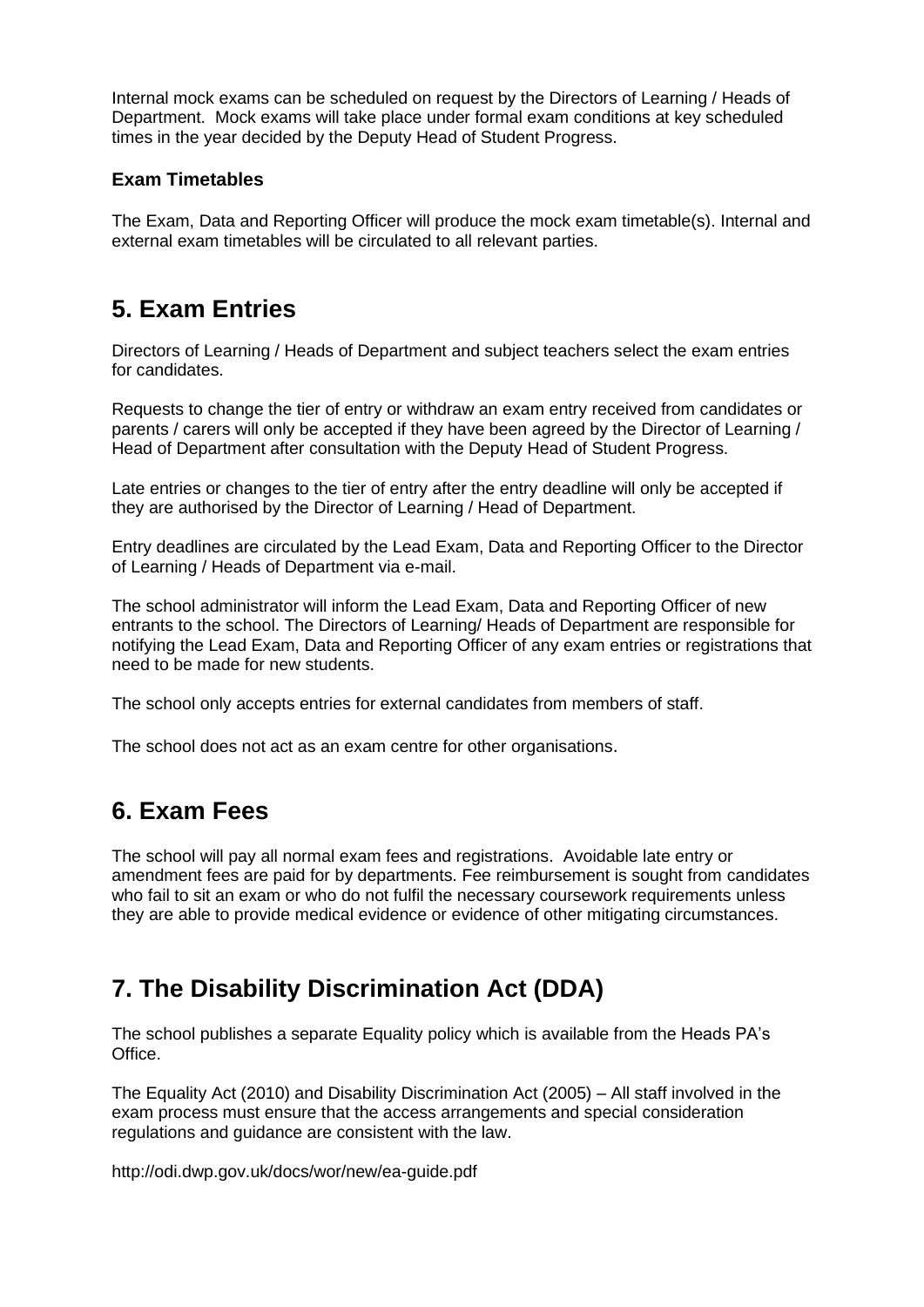Internal mock exams can be scheduled on request by the Directors of Learning / Heads of Department. Mock exams will take place under formal exam conditions at key scheduled times in the year decided by the Deputy Head of Student Progress.

**Exam Timetables**

The Exam, Data and Reporting Officer will produce the mock exam timetable(s). Internal and external exam timetables will be circulated to all relevant parties.

## 5. Exam Entries

Directors of Learning / Heads of Department and subject teachers select the exam entries for candidates.

Requests to change the tier of entry or withdraw an exam entry received from candidates or parents / carers will only be accepted if they have been agreed by the Director of Learning / Head of Department after consultation with the Deputy Head of Student Progress.

Late entries or changes to the tier of entry after the entry deadline will only be accepted if they are authorised by the Director of Learning / Head of Department.

Entry deadlines are circulated by the Lead Exam, Data and Reporting Officer to the Director of Learning / Heads of Department via e-mail.

The school administrator will inform the Lead Exam, Data and Reporting Officer of new entrants to the school. The Directors of Learning/ Heads of Department are responsible for notifying the Lead Exam, Data and Reporting Officer of any exam entries or registrations that need to be made for new students.

The school only accepts entries for external candidates from members of staff.

The school does not act as an exam centre for other organisations.

## 6. Exam Fees

The school will pay all normal exam fees and registrations. Avoidable late entry or amendment fees are paid for by departments. Fee reimbursement is sought from candidates who fail to sit an exam or who do not fulfil the necessary coursework requirements unless they are able to provide medical evidence or evidence of other mitigating circumstances.

## 7. The Disability Discrimination Act (DDA)

The school publishes a separate Equality policy which is available from the Heads PA's Office.

The Equality Act (2010) and Disability Discrimination Act (2005) – All staff involved in the exam process must ensure that the access arrangements and special consideration regulations and guidance are consistent with the law.

http://odi.dwp.gov.uk/docs/wor/new/ea-guide.pdf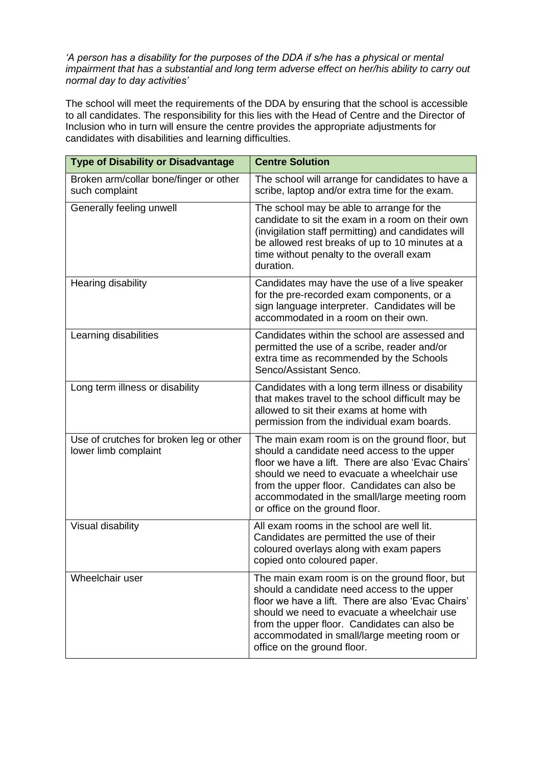*'A person has a disability for the purposes of the DDA if s/he has a physical or mental impairment that has a substantial and long term adverse effect on her/his ability to carry out normal day to day activities'*

The school will meet the requirements of the DDA by ensuring that the school is accessible to all candidates. The responsibility for this lies with the Head of Centre and the Director of Inclusion who in turn will ensure the centre provides the appropriate adjustments for candidates with disabilities and learning difficulties.

| **Type of Disability or Disadvantage** | **Centre Solution** |
|---|---|
| Broken arm/collar bone/finger or other such complaint | The school will arrange for candidates to have a scribe, laptop and/or extra time for the exam. |
| Generally feeling unwell | The school may be able to arrange for the candidate to sit the exam in a room on their own (invigilation staff permitting) and candidates will be allowed rest breaks of up to 10 minutes at a time without penalty to the overall exam duration. |
| Hearing disability | Candidates may have the use of a live speaker for the pre-recorded exam components, or a sign language interpreter. Candidates will be accommodated in a room on their own. |
| Learning disabilities | Candidates within the school are assessed and permitted the use of a scribe, reader and/or extra time as recommended by the Schools Senco/Assistant Senco. |
| Long term illness or disability | Candidates with a long term illness or disability that makes travel to the school difficult may be allowed to sit their exams at home with permission from the individual exam boards. |
| Use of crutches for broken leg or other lower limb complaint | The main exam room is on the ground floor, but should a candidate need access to the upper floor we have a lift. There are also 'Evac Chairs' should we need to evacuate a wheelchair use from the upper floor. Candidates can also be accommodated in the small/large meeting room or office on the ground floor. |
| Visual disability | All exam rooms in the school are well lit. Candidates are permitted the use of their coloured overlays along with exam papers copied onto coloured paper. |
| Wheelchair user | The main exam room is on the ground floor, but should a candidate need access to the upper floor we have a lift. There are also 'Evac Chairs' should we need to evacuate a wheelchair use from the upper floor. Candidates can also be accommodated in small/large meeting room or office on the ground floor. |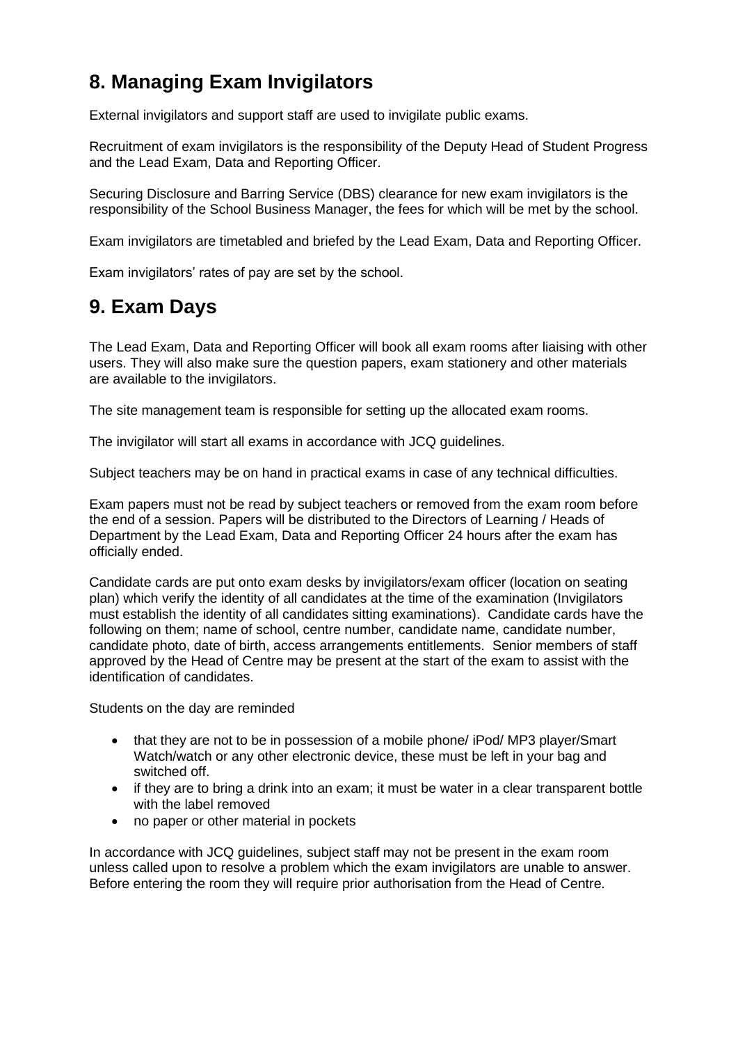## 8. Managing Exam Invigilators

External invigilators and support staff are used to invigilate public exams.

Recruitment of exam invigilators is the responsibility of the Deputy Head of Student Progress and the Lead Exam, Data and Reporting Officer.

Securing Disclosure and Barring Service (DBS) clearance for new exam invigilators is the responsibility of the School Business Manager, the fees for which will be met by the school.

Exam invigilators are timetabled and briefed by the Lead Exam, Data and Reporting Officer.

Exam invigilators' rates of pay are set by the school.

## 9. Exam Days

The Lead Exam, Data and Reporting Officer will book all exam rooms after liaising with other users. They will also make sure the question papers, exam stationery and other materials are available to the invigilators.

The site management team is responsible for setting up the allocated exam rooms.

The invigilator will start all exams in accordance with JCQ guidelines.

Subject teachers may be on hand in practical exams in case of any technical difficulties.

Exam papers must not be read by subject teachers or removed from the exam room before the end of a session. Papers will be distributed to the Directors of Learning / Heads of Department by the Lead Exam, Data and Reporting Officer 24 hours after the exam has officially ended.

Candidate cards are put onto exam desks by invigilators/exam officer (location on seating plan) which verify the identity of all candidates at the time of the examination (Invigilators must establish the identity of all candidates sitting examinations). Candidate cards have the following on them; name of school, centre number, candidate name, candidate number, candidate photo, date of birth, access arrangements entitlements. Senior members of staff approved by the Head of Centre may be present at the start of the exam to assist with the identification of candidates.

Students on the day are reminded

- that they are not to be in possession of a mobile phone/ iPod/ MP3 player/Smart Watch/watch or any other electronic device, these must be left in your bag and switched off.
- if they are to bring a drink into an exam; it must be water in a clear transparent bottle with the label removed
- no paper or other material in pockets

In accordance with JCQ guidelines, subject staff may not be present in the exam room unless called upon to resolve a problem which the exam invigilators are unable to answer. Before entering the room they will require prior authorisation from the Head of Centre.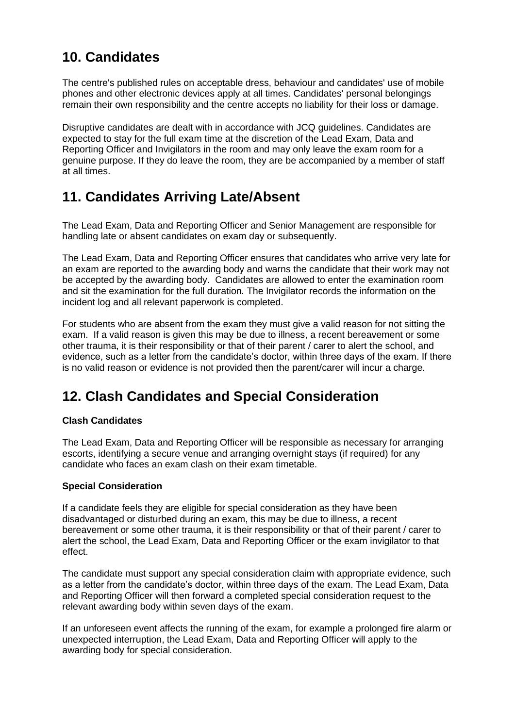## 10. Candidates

The centre's published rules on acceptable dress, behaviour and candidates' use of mobile phones and other electronic devices apply at all times. Candidates' personal belongings remain their own responsibility and the centre accepts no liability for their loss or damage.

Disruptive candidates are dealt with in accordance with JCQ guidelines. Candidates are expected to stay for the full exam time at the discretion of the Lead Exam, Data and Reporting Officer and Invigilators in the room and may only leave the exam room for a genuine purpose. If they do leave the room, they are be accompanied by a member of staff at all times.

## 11. Candidates Arriving Late/Absent

The Lead Exam, Data and Reporting Officer and Senior Management are responsible for handling late or absent candidates on exam day or subsequently.

The Lead Exam, Data and Reporting Officer ensures that candidates who arrive very late for an exam are reported to the awarding body and warns the candidate that their work may not be accepted by the awarding body. Candidates are allowed to enter the examination room and sit the examination for the full duration. The Invigilator records the information on the incident log and all relevant paperwork is completed.

For students who are absent from the exam they must give a valid reason for not sitting the exam. If a valid reason is given this may be due to illness, a recent bereavement or some other trauma, it is their responsibility or that of their parent / carer to alert the school, and evidence, such as a letter from the candidate's doctor, within three days of the exam. If there is no valid reason or evidence is not provided then the parent/carer will incur a charge.

## 12. Clash Candidates and Special Consideration

**Clash Candidates**

The Lead Exam, Data and Reporting Officer will be responsible as necessary for arranging escorts, identifying a secure venue and arranging overnight stays (if required) for any candidate who faces an exam clash on their exam timetable.

**Special Consideration**

If a candidate feels they are eligible for special consideration as they have been disadvantaged or disturbed during an exam, this may be due to illness, a recent bereavement or some other trauma, it is their responsibility or that of their parent / carer to alert the school, the Lead Exam, Data and Reporting Officer or the exam invigilator to that effect.

The candidate must support any special consideration claim with appropriate evidence, such as a letter from the candidate's doctor, within three days of the exam. The Lead Exam, Data and Reporting Officer will then forward a completed special consideration request to the relevant awarding body within seven days of the exam.

If an unforeseen event affects the running of the exam, for example a prolonged fire alarm or unexpected interruption, the Lead Exam, Data and Reporting Officer will apply to the awarding body for special consideration.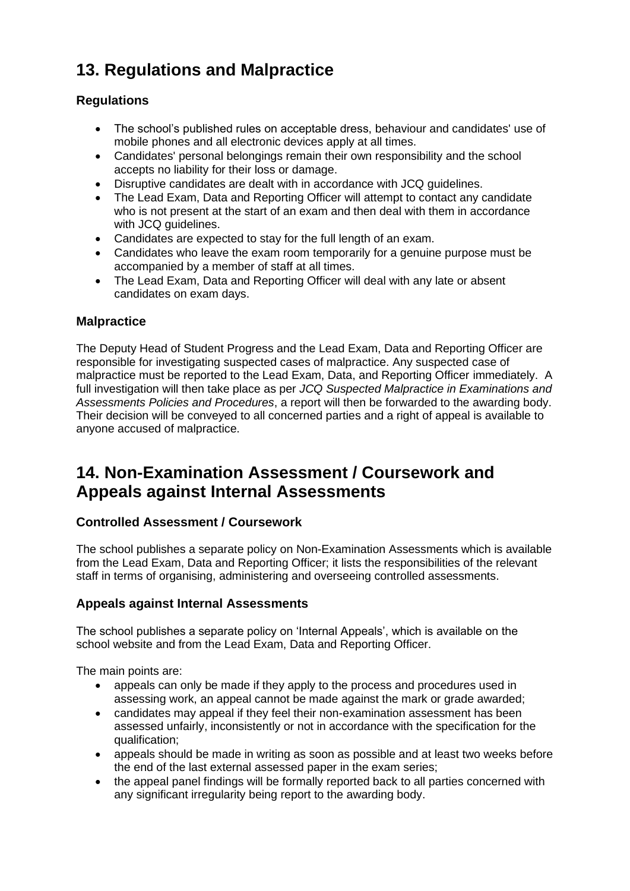# 13. Regulations and Malpractice

### Regulations

- The school's published rules on acceptable dress, behaviour and candidates' use of mobile phones and all electronic devices apply at all times.
- Candidates' personal belongings remain their own responsibility and the school accepts no liability for their loss or damage.
- Disruptive candidates are dealt with in accordance with JCQ guidelines.
- The Lead Exam, Data and Reporting Officer will attempt to contact any candidate who is not present at the start of an exam and then deal with them in accordance with JCQ guidelines.
- Candidates are expected to stay for the full length of an exam.
- Candidates who leave the exam room temporarily for a genuine purpose must be accompanied by a member of staff at all times.
- The Lead Exam, Data and Reporting Officer will deal with any late or absent candidates on exam days.

### Malpractice

The Deputy Head of Student Progress and the Lead Exam, Data and Reporting Officer are responsible for investigating suspected cases of malpractice. Any suspected case of malpractice must be reported to the Lead Exam, Data, and Reporting Officer immediately. A full investigation will then take place as per *JCQ Suspected Malpractice in Examinations and Assessments Policies and Procedures*, a report will then be forwarded to the awarding body. Their decision will be conveyed to all concerned parties and a right of appeal is available to anyone accused of malpractice.

# 14. Non-Examination Assessment / Coursework and Appeals against Internal Assessments

### Controlled Assessment / Coursework

The school publishes a separate policy on Non-Examination Assessments which is available from the Lead Exam, Data and Reporting Officer; it lists the responsibilities of the relevant staff in terms of organising, administering and overseeing controlled assessments.

### Appeals against Internal Assessments

The school publishes a separate policy on 'Internal Appeals', which is available on the school website and from the Lead Exam, Data and Reporting Officer.

The main points are:

- appeals can only be made if they apply to the process and procedures used in assessing work, an appeal cannot be made against the mark or grade awarded;
- candidates may appeal if they feel their non-examination assessment has been assessed unfairly, inconsistently or not in accordance with the specification for the qualification;
- appeals should be made in writing as soon as possible and at least two weeks before the end of the last external assessed paper in the exam series;
- the appeal panel findings will be formally reported back to all parties concerned with any significant irregularity being report to the awarding body.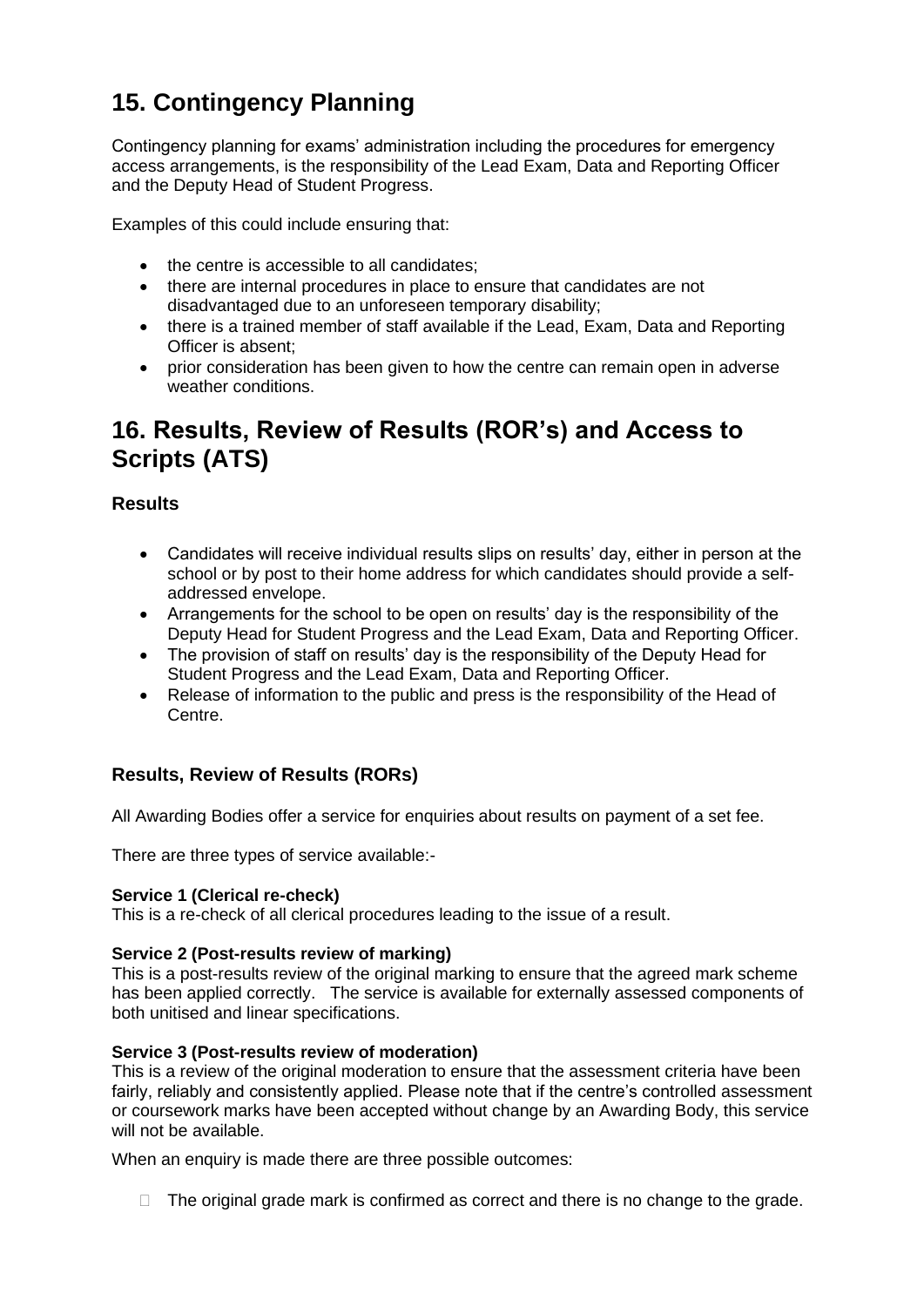## 15. Contingency Planning

Contingency planning for exams' administration including the procedures for emergency access arrangements, is the responsibility of the Lead Exam, Data and Reporting Officer and the Deputy Head of Student Progress.

Examples of this could include ensuring that:

- the centre is accessible to all candidates;
- there are internal procedures in place to ensure that candidates are not disadvantaged due to an unforeseen temporary disability;
- there is a trained member of staff available if the Lead, Exam, Data and Reporting Officer is absent;
- prior consideration has been given to how the centre can remain open in adverse weather conditions.

## 16. Results, Review of Results (ROR's) and Access to Scripts (ATS)

### Results

- Candidates will receive individual results slips on results' day, either in person at the school or by post to their home address for which candidates should provide a self-addressed envelope.
- Arrangements for the school to be open on results' day is the responsibility of the Deputy Head for Student Progress and the Lead Exam, Data and Reporting Officer.
- The provision of staff on results' day is the responsibility of the Deputy Head for Student Progress and the Lead Exam, Data and Reporting Officer.
- Release of information to the public and press is the responsibility of the Head of Centre.

### Results, Review of Results (RORs)

All Awarding Bodies offer a service for enquiries about results on payment of a set fee.

There are three types of service available:-

**Service 1 (Clerical re-check)**
This is a re-check of all clerical procedures leading to the issue of a result.

**Service 2 (Post-results review of marking)**
This is a post-results review of the original marking to ensure that the agreed mark scheme has been applied correctly. The service is available for externally assessed components of both unitised and linear specifications.

**Service 3 (Post-results review of moderation)**
This is a review of the original moderation to ensure that the assessment criteria have been fairly, reliably and consistently applied. Please note that if the centre's controlled assessment or coursework marks have been accepted without change by an Awarding Body, this service will not be available.

When an enquiry is made there are three possible outcomes:

- The original grade mark is confirmed as correct and there is no change to the grade.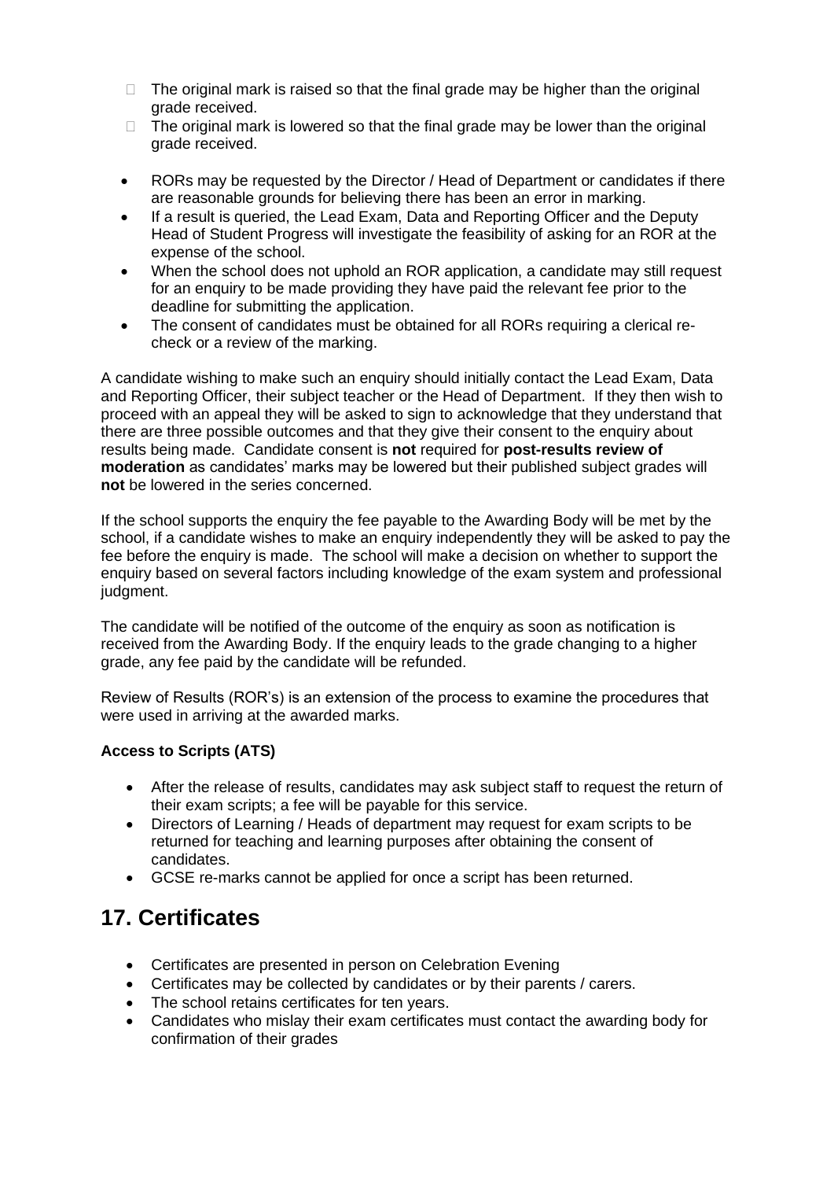- The original mark is raised so that the final grade may be higher than the original grade received.
- The original mark is lowered so that the final grade may be lower than the original grade received.

- RORs may be requested by the Director / Head of Department or candidates if there are reasonable grounds for believing there has been an error in marking.
- If a result is queried, the Lead Exam, Data and Reporting Officer and the Deputy Head of Student Progress will investigate the feasibility of asking for an ROR at the expense of the school.
- When the school does not uphold an ROR application, a candidate may still request for an enquiry to be made providing they have paid the relevant fee prior to the deadline for submitting the application.
- The consent of candidates must be obtained for all RORs requiring a clerical re-check or a review of the marking.

A candidate wishing to make such an enquiry should initially contact the Lead Exam, Data and Reporting Officer, their subject teacher or the Head of Department. If they then wish to proceed with an appeal they will be asked to sign to acknowledge that they understand that there are three possible outcomes and that they give their consent to the enquiry about results being made. Candidate consent is **not** required for **post-results review of moderation** as candidates' marks may be lowered but their published subject grades will **not** be lowered in the series concerned.

If the school supports the enquiry the fee payable to the Awarding Body will be met by the school, if a candidate wishes to make an enquiry independently they will be asked to pay the fee before the enquiry is made. The school will make a decision on whether to support the enquiry based on several factors including knowledge of the exam system and professional judgment.

The candidate will be notified of the outcome of the enquiry as soon as notification is received from the Awarding Body. If the enquiry leads to the grade changing to a higher grade, any fee paid by the candidate will be refunded.

Review of Results (ROR's) is an extension of the process to examine the procedures that were used in arriving at the awarded marks.

**Access to Scripts (ATS)**

- After the release of results, candidates may ask subject staff to request the return of their exam scripts; a fee will be payable for this service.
- Directors of Learning / Heads of department may request for exam scripts to be returned for teaching and learning purposes after obtaining the consent of candidates.
- GCSE re-marks cannot be applied for once a script has been returned.

## 17. Certificates

- Certificates are presented in person on Celebration Evening
- Certificates may be collected by candidates or by their parents / carers.
- The school retains certificates for ten years.
- Candidates who mislay their exam certificates must contact the awarding body for confirmation of their grades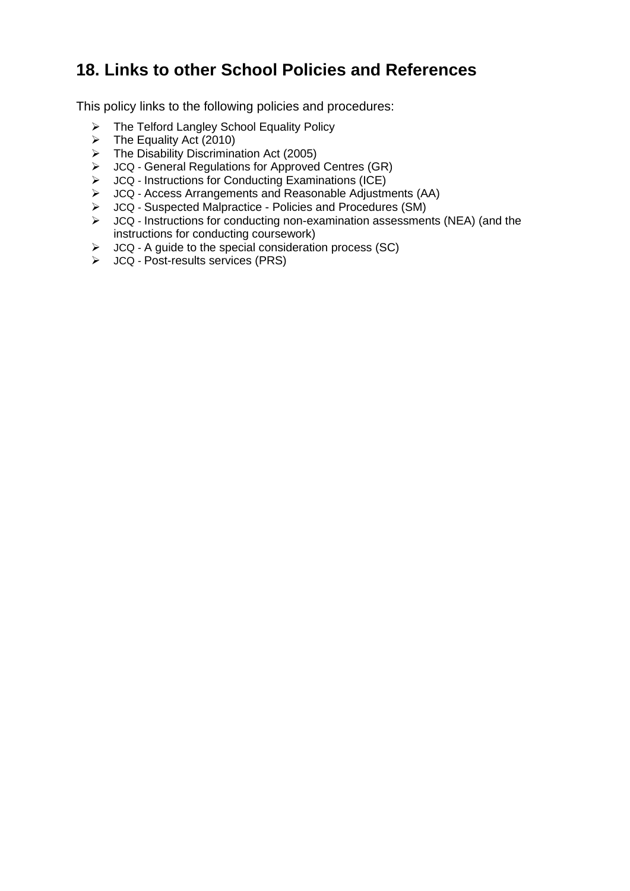## 18. Links to other School Policies and References

This policy links to the following policies and procedures:

- The Telford Langley School Equality Policy
- The Equality Act (2010)
- The Disability Discrimination Act (2005)
- JCQ - General Regulations for Approved Centres (GR)
- JCQ - Instructions for Conducting Examinations (ICE)
- JCQ - Access Arrangements and Reasonable Adjustments (AA)
- JCQ - Suspected Malpractice - Policies and Procedures (SM)
- JCQ - Instructions for conducting non-examination assessments (NEA) (and the instructions for conducting coursework)
- JCQ - A guide to the special consideration process (SC)
- JCQ - Post-results services (PRS)